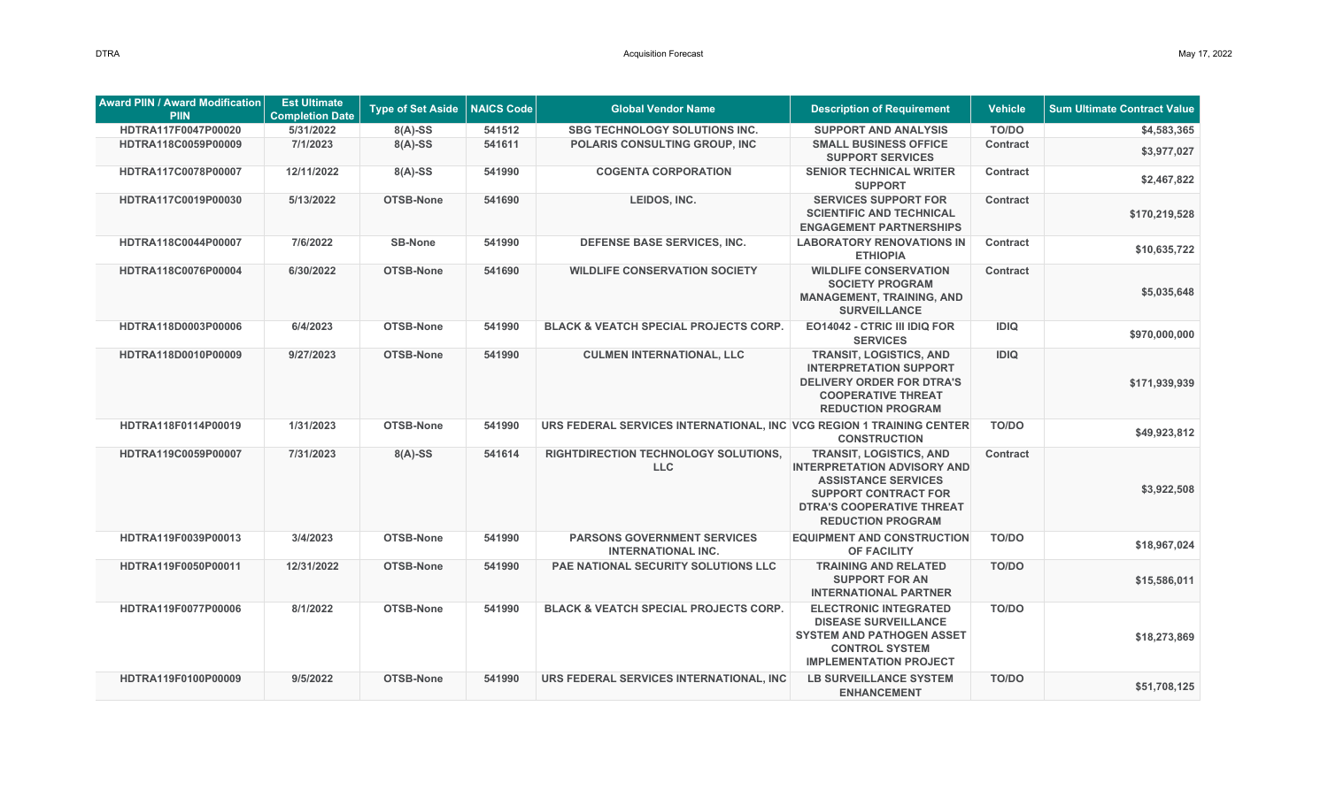| Award PIIN / Award Modification PIIN | Est Ultimate Completion Date | Type of Set Aside | NAICS Code | Global Vendor Name | Description of Requirement | Vehicle | Sum Ultimate Contract Value |
|---|---|---|---|---|---|---|---|
| HDTRA117F0047P00020 | 5/31/2022 | 8(A)-SS | 541512 | SBG TECHNOLOGY SOLUTIONS INC. | SUPPORT AND ANALYSIS | TO/DO | $4,583,365 |
| HDTRA118C0059P00009 | 7/1/2023 | 8(A)-SS | 541611 | POLARIS CONSULTING GROUP, INC | SMALL BUSINESS OFFICE SUPPORT SERVICES | Contract | $3,977,027 |
| HDTRA117C0078P00007 | 12/11/2022 | 8(A)-SS | 541990 | COGENTA CORPORATION | SENIOR TECHNICAL WRITER SUPPORT | Contract | $2,467,822 |
| HDTRA117C0019P00030 | 5/13/2022 | OTSB-None | 541690 | LEIDOS, INC. | SERVICES SUPPORT FOR SCIENTIFIC AND TECHNICAL ENGAGEMENT PARTNERSHIPS | Contract | $170,219,528 |
| HDTRA118C0044P00007 | 7/6/2022 | SB-None | 541990 | DEFENSE BASE SERVICES, INC. | LABORATORY RENOVATIONS IN ETHIOPIA | Contract | $10,635,722 |
| HDTRA118C0076P00004 | 6/30/2022 | OTSB-None | 541690 | WILDLIFE CONSERVATION SOCIETY | WILDLIFE CONSERVATION SOCIETY PROGRAM MANAGEMENT, TRAINING, AND SURVEILLANCE | Contract | $5,035,648 |
| HDTRA118D0003P00006 | 6/4/2023 | OTSB-None | 541990 | BLACK & VEATCH SPECIAL PROJECTS CORP. | EO14042 - CTRIC III IDIQ FOR SERVICES | IDIQ | $970,000,000 |
| HDTRA118D0010P00009 | 9/27/2023 | OTSB-None | 541990 | CULMEN INTERNATIONAL, LLC | TRANSIT, LOGISTICS, AND INTERPRETATION SUPPORT DELIVERY ORDER FOR DTRA'S COOPERATIVE THREAT REDUCTION PROGRAM | IDIQ | $171,939,939 |
| HDTRA118F0114P00019 | 1/31/2023 | OTSB-None | 541990 | URS FEDERAL SERVICES INTERNATIONAL, INC | VCG REGION 1 TRAINING CENTER CONSTRUCTION | TO/DO | $49,923,812 |
| HDTRA119C0059P00007 | 7/31/2023 | 8(A)-SS | 541614 | RIGHTDIRECTION TECHNOLOGY SOLUTIONS, LLC | TRANSIT, LOGISTICS, AND INTERPRETATION ADVISORY AND ASSISTANCE SERVICES SUPPORT CONTRACT FOR DTRA'S COOPERATIVE THREAT REDUCTION PROGRAM | Contract | $3,922,508 |
| HDTRA119F0039P00013 | 3/4/2023 | OTSB-None | 541990 | PARSONS GOVERNMENT SERVICES INTERNATIONAL INC. | EQUIPMENT AND CONSTRUCTION OF FACILITY | TO/DO | $18,967,024 |
| HDTRA119F0050P00011 | 12/31/2022 | OTSB-None | 541990 | PAE NATIONAL SECURITY SOLUTIONS LLC | TRAINING AND RELATED SUPPORT FOR AN INTERNATIONAL PARTNER | TO/DO | $15,586,011 |
| HDTRA119F0077P00006 | 8/1/2022 | OTSB-None | 541990 | BLACK & VEATCH SPECIAL PROJECTS CORP. | ELECTRONIC INTEGRATED DISEASE SURVEILLANCE SYSTEM AND PATHOGEN ASSET CONTROL SYSTEM IMPLEMENTATION PROJECT | TO/DO | $18,273,869 |
| HDTRA119F0100P00009 | 9/5/2022 | OTSB-None | 541990 | URS FEDERAL SERVICES INTERNATIONAL, INC | LB SURVEILLANCE SYSTEM ENHANCEMENT | TO/DO | $51,708,125 |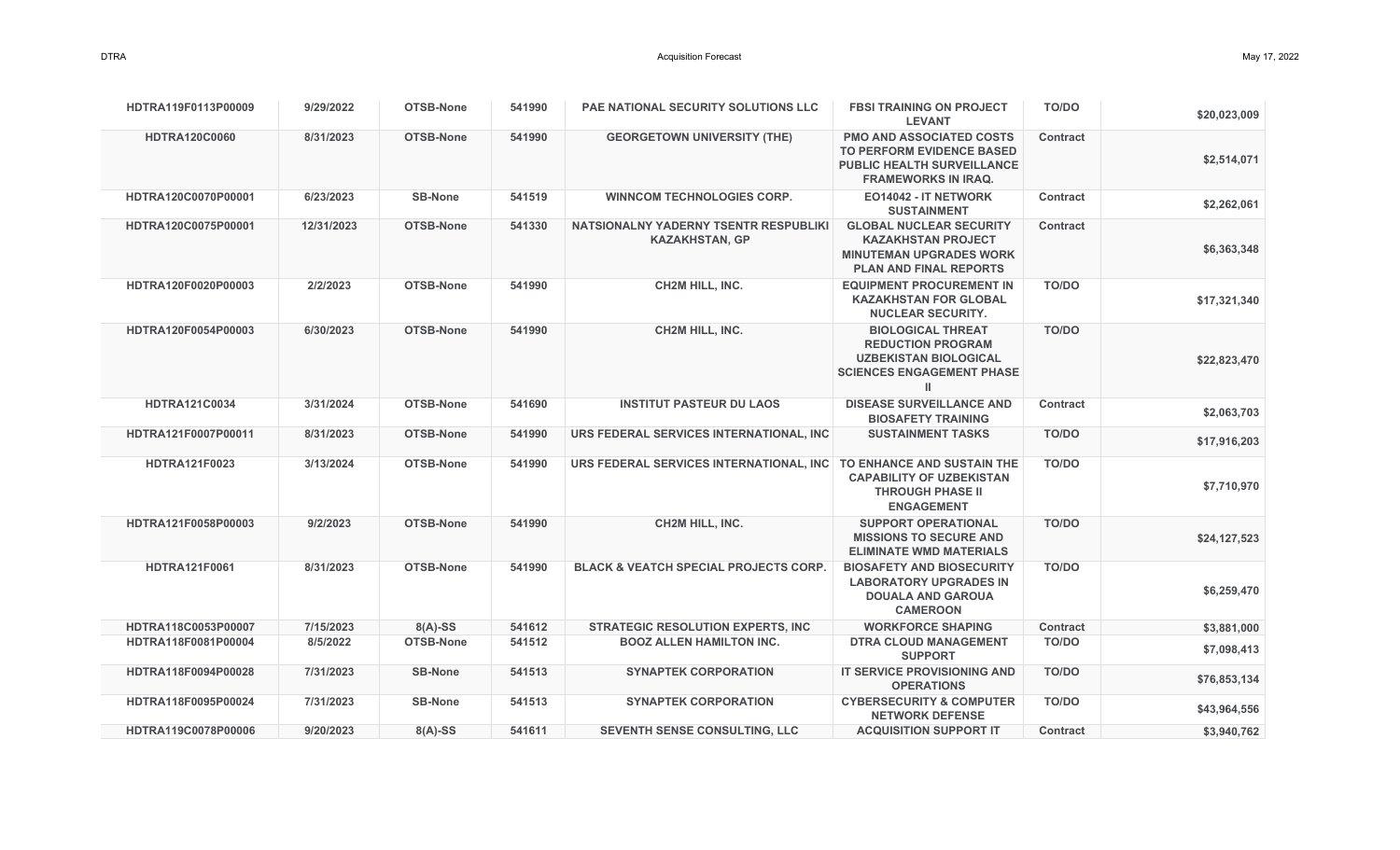| HDTRA119F0113P00009 | 9/29/2022 | OTSB-None | 541990 | PAE NATIONAL SECURITY SOLUTIONS LLC | FBSI TRAINING ON PROJECT LEVANT | TO/DO | $20,023,009 |
|---|---|---|---|---|---|---|---|
| HDTRA120C0060 | 8/31/2023 | OTSB-None | 541990 | GEORGETOWN UNIVERSITY (THE) | PMO AND ASSOCIATED COSTS TO PERFORM EVIDENCE BASED PUBLIC HEALTH SURVEILLANCE FRAMEWORKS IN IRAQ. | Contract | $2,514,071 |
| HDTRA120C0070P00001 | 6/23/2023 | SB-None | 541519 | WINNCOM TECHNOLOGIES CORP. | EO14042 - IT NETWORK SUSTAINMENT | Contract | $2,262,061 |
| HDTRA120C0075P00001 | 12/31/2023 | OTSB-None | 541330 | NATSIONALNY YADERNY TSENTR RESPUBLIKI KAZAKHSTAN, GP | GLOBAL NUCLEAR SECURITY KAZAKHSTAN PROJECT MINUTEMAN UPGRADES WORK PLAN AND FINAL REPORTS | Contract | $6,363,348 |
| HDTRA120F0020P00003 | 2/2/2023 | OTSB-None | 541990 | CH2M HILL, INC. | EQUIPMENT PROCUREMENT IN KAZAKHSTAN FOR GLOBAL NUCLEAR SECURITY. | TO/DO | $17,321,340 |
| HDTRA120F0054P00003 | 6/30/2023 | OTSB-None | 541990 | CH2M HILL, INC. | BIOLOGICAL THREAT REDUCTION PROGRAM UZBEKISTAN BIOLOGICAL SCIENCES ENGAGEMENT PHASE II | TO/DO | $22,823,470 |
| HDTRA121C0034 | 3/31/2024 | OTSB-None | 541690 | INSTITUT PASTEUR DU LAOS | DISEASE SURVEILLANCE AND BIOSAFETY TRAINING | Contract | $2,063,703 |
| HDTRA121F0007P00011 | 8/31/2023 | OTSB-None | 541990 | URS FEDERAL SERVICES INTERNATIONAL, INC | SUSTAINMENT TASKS | TO/DO | $17,916,203 |
| HDTRA121F0023 | 3/13/2024 | OTSB-None | 541990 | URS FEDERAL SERVICES INTERNATIONAL, INC | TO ENHANCE AND SUSTAIN THE CAPABILITY OF UZBEKISTAN THROUGH PHASE II ENGAGEMENT | TO/DO | $7,710,970 |
| HDTRA121F0058P00003 | 9/2/2023 | OTSB-None | 541990 | CH2M HILL, INC. | SUPPORT OPERATIONAL MISSIONS TO SECURE AND ELIMINATE WMD MATERIALS | TO/DO | $24,127,523 |
| HDTRA121F0061 | 8/31/2023 | OTSB-None | 541990 | BLACK & VEATCH SPECIAL PROJECTS CORP. | BIOSAFETY AND BIOSECURITY LABORATORY UPGRADES IN DOUALA AND GAROUA CAMEROON | TO/DO | $6,259,470 |
| HDTRA118C0053P00007 | 7/15/2023 | 8(A)-SS | 541612 | STRATEGIC RESOLUTION EXPERTS, INC | WORKFORCE SHAPING | Contract | $3,881,000 |
| HDTRA118F0081P00004 | 8/5/2022 | OTSB-None | 541512 | BOOZ ALLEN HAMILTON INC. | DTRA CLOUD MANAGEMENT SUPPORT | TO/DO | $7,098,413 |
| HDTRA118F0094P00028 | 7/31/2023 | SB-None | 541513 | SYNAPTEK CORPORATION | IT SERVICE PROVISIONING AND OPERATIONS | TO/DO | $76,853,134 |
| HDTRA118F0095P00024 | 7/31/2023 | SB-None | 541513 | SYNAPTEK CORPORATION | CYBERSECURITY & COMPUTER NETWORK DEFENSE | TO/DO | $43,964,556 |
| HDTRA119C0078P00006 | 9/20/2023 | 8(A)-SS | 541611 | SEVENTH SENSE CONSULTING, LLC | ACQUISITION SUPPORT IT | Contract | $3,940,762 |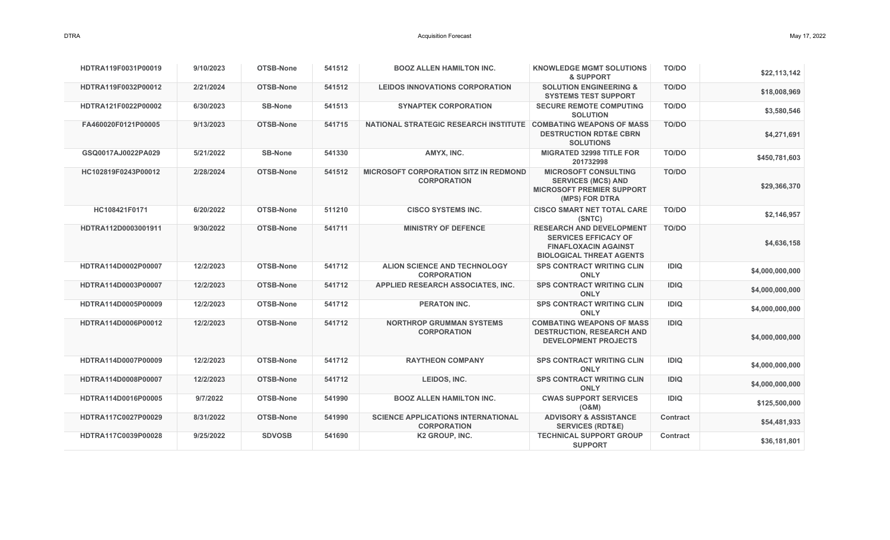| | | | | | | | |
|---|---|---|---|---|---|---|---|
| HDTRA119F0031P00019 | 9/10/2023 | OTSB-None | 541512 | BOOZ ALLEN HAMILTON INC. | KNOWLEDGE MGMT SOLUTIONS & SUPPORT | TO/DO | $22,113,142 |
| HDTRA119F0032P00012 | 2/21/2024 | OTSB-None | 541512 | LEIDOS INNOVATIONS CORPORATION | SOLUTION ENGINEERING & SYSTEMS TEST SUPPORT | TO/DO | $18,008,969 |
| HDTRA121F0022P00002 | 6/30/2023 | SB-None | 541513 | SYNAPTEK CORPORATION | SECURE REMOTE COMPUTING SOLUTION | TO/DO | $3,580,546 |
| FA460020F0121P00005 | 9/13/2023 | OTSB-None | 541715 | NATIONAL STRATEGIC RESEARCH INSTITUTE | COMBATING WEAPONS OF MASS DESTRUCTION RDT&E CBRN SOLUTIONS | TO/DO | $4,271,691 |
| GSQ0017AJ0022PA029 | 5/21/2022 | SB-None | 541330 | AMYX, INC. | MIGRATED 32998 TITLE FOR 201732998 | TO/DO | $450,781,603 |
| HC102819F0243P00012 | 2/28/2024 | OTSB-None | 541512 | MICROSOFT CORPORATION SITZ IN REDMOND CORPORATION | MICROSOFT CONSULTING SERVICES (MCS) AND MICROSOFT PREMIER SUPPORT (MPS) FOR DTRA | TO/DO | $29,366,370 |
| HC108421F0171 | 6/20/2022 | OTSB-None | 511210 | CISCO SYSTEMS INC. | CISCO SMART NET TOTAL CARE (SNTC) | TO/DO | $2,146,957 |
| HDTRA112D0003001911 | 9/30/2022 | OTSB-None | 541711 | MINISTRY OF DEFENCE | RESEARCH AND DEVELOPMENT SERVICES EFFICACY OF FINAFLOXACIN AGAINST BIOLOGICAL THREAT AGENTS | TO/DO | $4,636,158 |
| HDTRA114D0002P00007 | 12/2/2023 | OTSB-None | 541712 | ALION SCIENCE AND TECHNOLOGY CORPORATION | SPS CONTRACT WRITING CLIN ONLY | IDIQ | $4,000,000,000 |
| HDTRA114D0003P00007 | 12/2/2023 | OTSB-None | 541712 | APPLIED RESEARCH ASSOCIATES, INC. | SPS CONTRACT WRITING CLIN ONLY | IDIQ | $4,000,000,000 |
| HDTRA114D0005P00009 | 12/2/2023 | OTSB-None | 541712 | PERATON INC. | SPS CONTRACT WRITING CLIN ONLY | IDIQ | $4,000,000,000 |
| HDTRA114D0006P00012 | 12/2/2023 | OTSB-None | 541712 | NORTHROP GRUMMAN SYSTEMS CORPORATION | COMBATING WEAPONS OF MASS DESTRUCTION, RESEARCH AND DEVELOPMENT PROJECTS | IDIQ | $4,000,000,000 |
| HDTRA114D0007P00009 | 12/2/2023 | OTSB-None | 541712 | RAYTHEON COMPANY | SPS CONTRACT WRITING CLIN ONLY | IDIQ | $4,000,000,000 |
| HDTRA114D0008P00007 | 12/2/2023 | OTSB-None | 541712 | LEIDOS, INC. | SPS CONTRACT WRITING CLIN ONLY | IDIQ | $4,000,000,000 |
| HDTRA114D0016P00005 | 9/7/2022 | OTSB-None | 541990 | BOOZ ALLEN HAMILTON INC. | CWAS SUPPORT SERVICES (O&M) | IDIQ | $125,500,000 |
| HDTRA117C0027P00029 | 8/31/2022 | OTSB-None | 541990 | SCIENCE APPLICATIONS INTERNATIONAL CORPORATION | ADVISORY & ASSISTANCE SERVICES (RDT&E) | Contract | $54,481,933 |
| HDTRA117C0039P00028 | 9/25/2022 | SDVOSB | 541690 | K2 GROUP, INC. | TECHNICAL SUPPORT GROUP SUPPORT | Contract | $36,181,801 |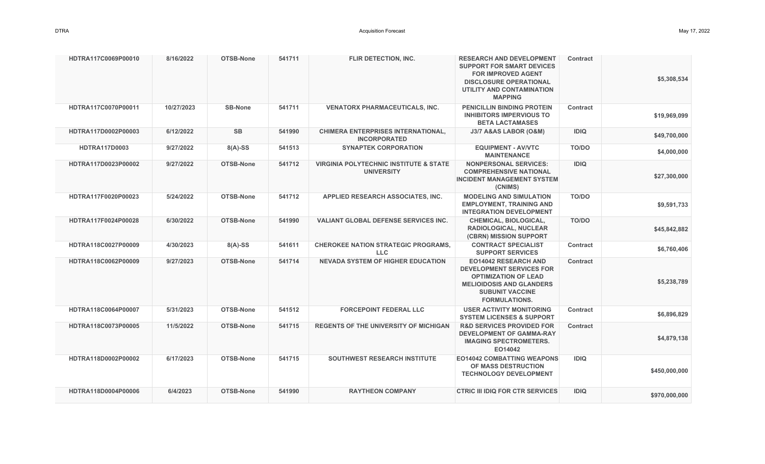| HDTRA117C0069P00010 | 8/16/2022 | OTSB-None | 541711 | FLIR DETECTION, INC. | RESEARCH AND DEVELOPMENT SUPPORT FOR SMART DEVICES FOR IMPROVED AGENT DISCLOSURE OPERATIONAL UTILITY AND CONTAMINATION MAPPING | Contract | $5,308,534 |
|---|---|---|---|---|---|---|---|
| HDTRA117C0070P00011 | 10/27/2023 | SB-None | 541711 | VENATORX PHARMACEUTICALS, INC. | PENICILLIN BINDING PROTEIN INHIBITORS IMPERVIOUS TO BETA LACTAMASES | Contract | $19,969,099 |
| HDTRA117D0002P00003 | 6/12/2022 | SB | 541990 | CHIMERA ENTERPRISES INTERNATIONAL, INCORPORATED | J3/7 A&AS LABOR (O&M) | IDIQ | $49,700,000 |
| HDTRA117D0003 | 9/27/2022 | 8(A)-SS | 541513 | SYNAPTEK CORPORATION | EQUIPMENT - AV/VTC MAINTENANCE | TO/DO | $4,000,000 |
| HDTRA117D0023P00002 | 9/27/2022 | OTSB-None | 541712 | VIRGINIA POLYTECHNIC INSTITUTE & STATE UNIVERSITY | NONPERSONAL SERVICES: COMPREHENSIVE NATIONAL INCIDENT MANAGEMENT SYSTEM (CNIMS) | IDIQ | $27,300,000 |
| HDTRA117F0020P00023 | 5/24/2022 | OTSB-None | 541712 | APPLIED RESEARCH ASSOCIATES, INC. | MODELING AND SIMULATION EMPLOYMENT, TRAINING AND INTEGRATION DEVELOPMENT | TO/DO | $9,591,733 |
| HDTRA117F0024P00028 | 6/30/2022 | OTSB-None | 541990 | VALIANT GLOBAL DEFENSE SERVICES INC. | CHEMICAL, BIOLOGICAL, RADIOLOGICAL, NUCLEAR (CBRN) MISSION SUPPORT | TO/DO | $45,842,882 |
| HDTRA118C0027P00009 | 4/30/2023 | 8(A)-SS | 541611 | CHEROKEE NATION STRATEGIC PROGRAMS, LLC | CONTRACT SPECIALIST SUPPORT SERVICES | Contract | $6,760,406 |
| HDTRA118C0062P00009 | 9/27/2023 | OTSB-None | 541714 | NEVADA SYSTEM OF HIGHER EDUCATION | EO14042 RESEARCH AND DEVELOPMENT SERVICES FOR OPTIMIZATION OF LEAD MELIOIDOSIS AND GLANDERS SUBUNIT VACCINE FORMULATIONS. | Contract | $5,238,789 |
| HDTRA118C0064P00007 | 5/31/2023 | OTSB-None | 541512 | FORCEPOINT FEDERAL LLC | USER ACTIVITY MONITORING SYSTEM LICENSES & SUPPORT | Contract | $6,896,829 |
| HDTRA118C0073P00005 | 11/5/2022 | OTSB-None | 541715 | REGENTS OF THE UNIVERSITY OF MICHIGAN | R&D SERVICES PROVIDED FOR DEVELOPMENT OF GAMMA-RAY IMAGING SPECTROMETERS. EO14042 | Contract | $4,879,138 |
| HDTRA118D0002P00002 | 6/17/2023 | OTSB-None | 541715 | SOUTHWEST RESEARCH INSTITUTE | EO14042 COMBATTING WEAPONS OF MASS DESTRUCTION TECHNOLOGY DEVELOPMENT | IDIQ | $450,000,000 |
| HDTRA118D0004P00006 | 6/4/2023 | OTSB-None | 541990 | RAYTHEON COMPANY | CTRIC III IDIQ FOR CTR SERVICES | IDIQ | $970,000,000 |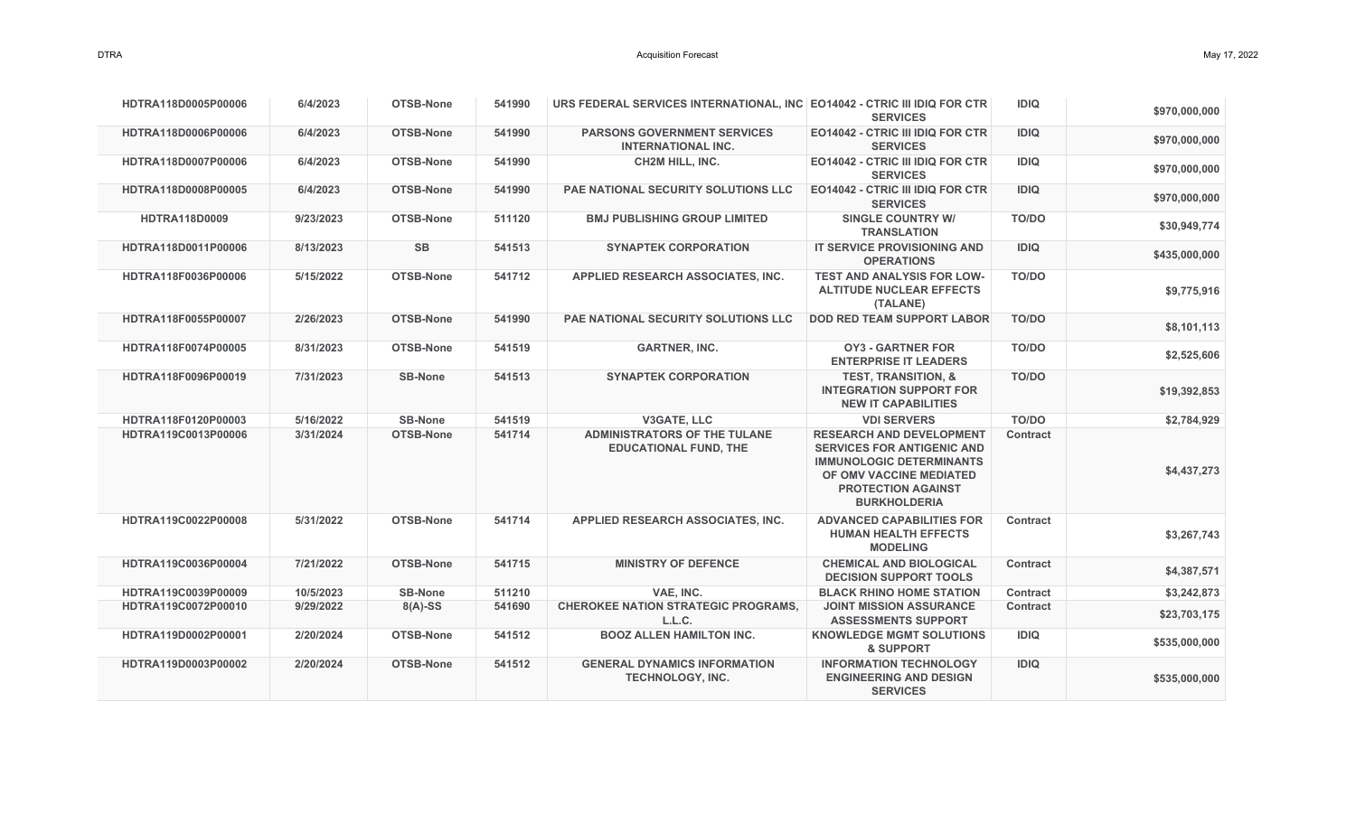| | | | | | | | |
|---|---|---|---|---|---|---|---|
| HDTRA118D0005P00006 | 6/4/2023 | OTSB-None | 541990 | URS FEDERAL SERVICES INTERNATIONAL, INC | EO14042 - CTRIC III IDIQ FOR CTR SERVICES | IDIQ | $970,000,000 |
| HDTRA118D0006P00006 | 6/4/2023 | OTSB-None | 541990 | PARSONS GOVERNMENT SERVICES INTERNATIONAL INC. | EO14042 - CTRIC III IDIQ FOR CTR SERVICES | IDIQ | $970,000,000 |
| HDTRA118D0007P00006 | 6/4/2023 | OTSB-None | 541990 | CH2M HILL, INC. | EO14042 - CTRIC III IDIQ FOR CTR SERVICES | IDIQ | $970,000,000 |
| HDTRA118D0008P00005 | 6/4/2023 | OTSB-None | 541990 | PAE NATIONAL SECURITY SOLUTIONS LLC | EO14042 - CTRIC III IDIQ FOR CTR SERVICES | IDIQ | $970,000,000 |
| HDTRA118D0009 | 9/23/2023 | OTSB-None | 511120 | BMJ PUBLISHING GROUP LIMITED | SINGLE COUNTRY W/ TRANSLATION | TO/DO | $30,949,774 |
| HDTRA118D0011P00006 | 8/13/2023 | SB | 541513 | SYNAPTEK CORPORATION | IT SERVICE PROVISIONING AND OPERATIONS | IDIQ | $435,000,000 |
| HDTRA118F0036P00006 | 5/15/2022 | OTSB-None | 541712 | APPLIED RESEARCH ASSOCIATES, INC. | TEST AND ANALYSIS FOR LOW-ALTITUDE NUCLEAR EFFECTS (TALANE) | TO/DO | $9,775,916 |
| HDTRA118F0055P00007 | 2/26/2023 | OTSB-None | 541990 | PAE NATIONAL SECURITY SOLUTIONS LLC | DOD RED TEAM SUPPORT LABOR | TO/DO | $8,101,113 |
| HDTRA118F0074P00005 | 8/31/2023 | OTSB-None | 541519 | GARTNER, INC. | OY3 - GARTNER FOR ENTERPRISE IT LEADERS | TO/DO | $2,525,606 |
| HDTRA118F0096P00019 | 7/31/2023 | SB-None | 541513 | SYNAPTEK CORPORATION | TEST, TRANSITION, & INTEGRATION SUPPORT FOR NEW IT CAPABILITIES | TO/DO | $19,392,853 |
| HDTRA118F0120P00003 | 5/16/2022 | SB-None | 541519 | V3GATE, LLC | VDI SERVERS | TO/DO | $2,784,929 |
| HDTRA119C0013P00006 | 3/31/2024 | OTSB-None | 541714 | ADMINISTRATORS OF THE TULANE EDUCATIONAL FUND, THE | RESEARCH AND DEVELOPMENT SERVICES FOR ANTIGENIC AND IMMUNOLOGIC DETERMINANTS OF OMV VACCINE MEDIATED PROTECTION AGAINST BURKHOLDERIA | Contract | $4,437,273 |
| HDTRA119C0022P00008 | 5/31/2022 | OTSB-None | 541714 | APPLIED RESEARCH ASSOCIATES, INC. | ADVANCED CAPABILITIES FOR HUMAN HEALTH EFFECTS MODELING | Contract | $3,267,743 |
| HDTRA119C0036P00004 | 7/21/2022 | OTSB-None | 541715 | MINISTRY OF DEFENCE | CHEMICAL AND BIOLOGICAL DECISION SUPPORT TOOLS | Contract | $4,387,571 |
| HDTRA119C0039P00009 | 10/5/2023 | SB-None | 511210 | VAE, INC. | BLACK RHINO HOME STATION | Contract | $3,242,873 |
| HDTRA119C0072P00010 | 9/29/2022 | 8(A)-SS | 541690 | CHEROKEE NATION STRATEGIC PROGRAMS, L.L.C. | JOINT MISSION ASSURANCE ASSESSMENTS SUPPORT | Contract | $23,703,175 |
| HDTRA119D0002P00001 | 2/20/2024 | OTSB-None | 541512 | BOOZ ALLEN HAMILTON INC. | KNOWLEDGE MGMT SOLUTIONS & SUPPORT | IDIQ | $535,000,000 |
| HDTRA119D0003P00002 | 2/20/2024 | OTSB-None | 541512 | GENERAL DYNAMICS INFORMATION TECHNOLOGY, INC. | INFORMATION TECHNOLOGY ENGINEERING AND DESIGN SERVICES | IDIQ | $535,000,000 |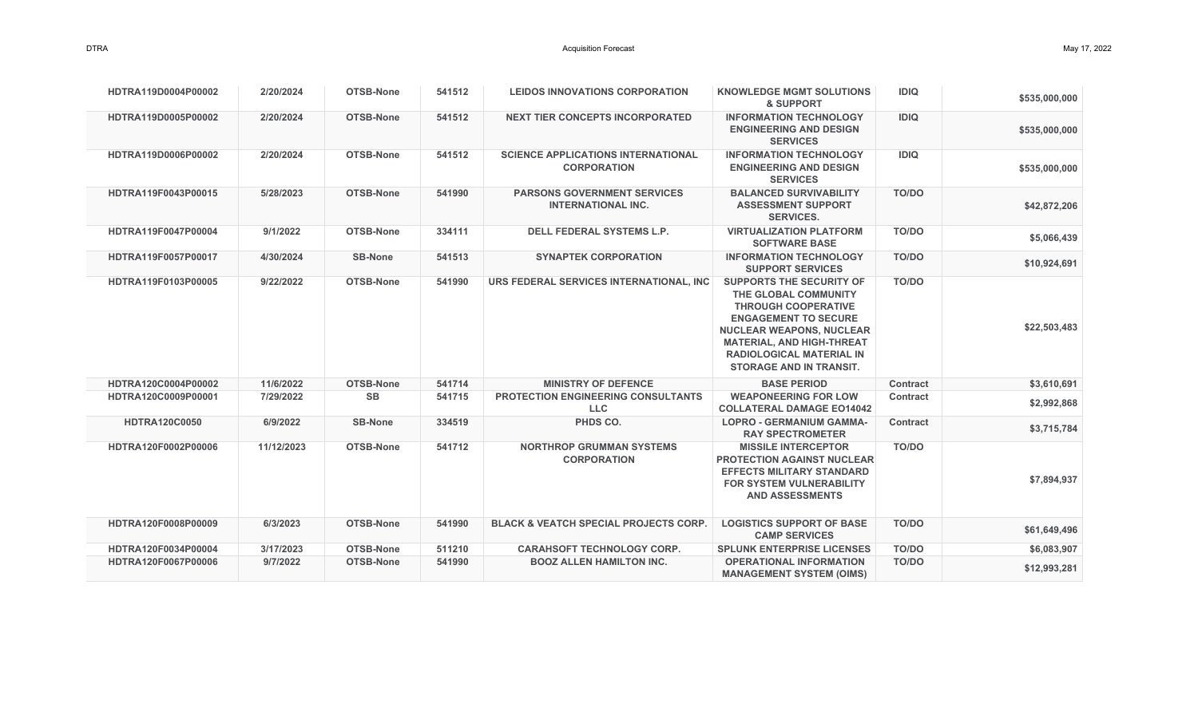| | | | | | | | |
|---|---|---|---|---|---|---|---|
| HDTRA119D0004P00002 | 2/20/2024 | OTSB-None | 541512 | LEIDOS INNOVATIONS CORPORATION | KNOWLEDGE MGMT SOLUTIONS & SUPPORT | IDIQ | $535,000,000 |
| HDTRA119D0005P00002 | 2/20/2024 | OTSB-None | 541512 | NEXT TIER CONCEPTS INCORPORATED | INFORMATION TECHNOLOGY ENGINEERING AND DESIGN SERVICES | IDIQ | $535,000,000 |
| HDTRA119D0006P00002 | 2/20/2024 | OTSB-None | 541512 | SCIENCE APPLICATIONS INTERNATIONAL CORPORATION | INFORMATION TECHNOLOGY ENGINEERING AND DESIGN SERVICES | IDIQ | $535,000,000 |
| HDTRA119F0043P00015 | 5/28/2023 | OTSB-None | 541990 | PARSONS GOVERNMENT SERVICES INTERNATIONAL INC. | BALANCED SURVIVABILITY ASSESSMENT SUPPORT SERVICES. | TO/DO | $42,872,206 |
| HDTRA119F0047P00004 | 9/1/2022 | OTSB-None | 334111 | DELL FEDERAL SYSTEMS L.P. | VIRTUALIZATION PLATFORM SOFTWARE BASE | TO/DO | $5,066,439 |
| HDTRA119F0057P00017 | 4/30/2024 | SB-None | 541513 | SYNAPTEK CORPORATION | INFORMATION TECHNOLOGY SUPPORT SERVICES | TO/DO | $10,924,691 |
| HDTRA119F0103P00005 | 9/22/2022 | OTSB-None | 541990 | URS FEDERAL SERVICES INTERNATIONAL, INC | SUPPORTS THE SECURITY OF THE GLOBAL COMMUNITY THROUGH COOPERATIVE ENGAGEMENT TO SECURE NUCLEAR WEAPONS, NUCLEAR MATERIAL, AND HIGH-THREAT RADIOLOGICAL MATERIAL IN STORAGE AND IN TRANSIT. | TO/DO | $22,503,483 |
| HDTRA120C0004P00002 | 11/6/2022 | OTSB-None | 541714 | MINISTRY OF DEFENCE | BASE PERIOD | Contract | $3,610,691 |
| HDTRA120C0009P00001 | 7/29/2022 | SB | 541715 | PROTECTION ENGINEERING CONSULTANTS LLC | WEAPONEERING FOR LOW COLLATERAL DAMAGE EO14042 | Contract | $2,992,868 |
| HDTRA120C0050 | 6/9/2022 | SB-None | 334519 | PHDS CO. | LOPRO - GERMANIUM GAMMA-RAY SPECTROMETER | Contract | $3,715,784 |
| HDTRA120F0002P00006 | 11/12/2023 | OTSB-None | 541712 | NORTHROP GRUMMAN SYSTEMS CORPORATION | MISSILE INTERCEPTOR PROTECTION AGAINST NUCLEAR EFFECTS MILITARY STANDARD FOR SYSTEM VULNERABILITY AND ASSESSMENTS | TO/DO | $7,894,937 |
| HDTRA120F0008P00009 | 6/3/2023 | OTSB-None | 541990 | BLACK & VEATCH SPECIAL PROJECTS CORP. | LOGISTICS SUPPORT OF BASE CAMP SERVICES | TO/DO | $61,649,496 |
| HDTRA120F0034P00004 | 3/17/2023 | OTSB-None | 511210 | CARAHSOFT TECHNOLOGY CORP. | SPLUNK ENTERPRISE LICENSES | TO/DO | $6,083,907 |
| HDTRA120F0067P00006 | 9/7/2022 | OTSB-None | 541990 | BOOZ ALLEN HAMILTON INC. | OPERATIONAL INFORMATION MANAGEMENT SYSTEM (OIMS) | TO/DO | $12,993,281 |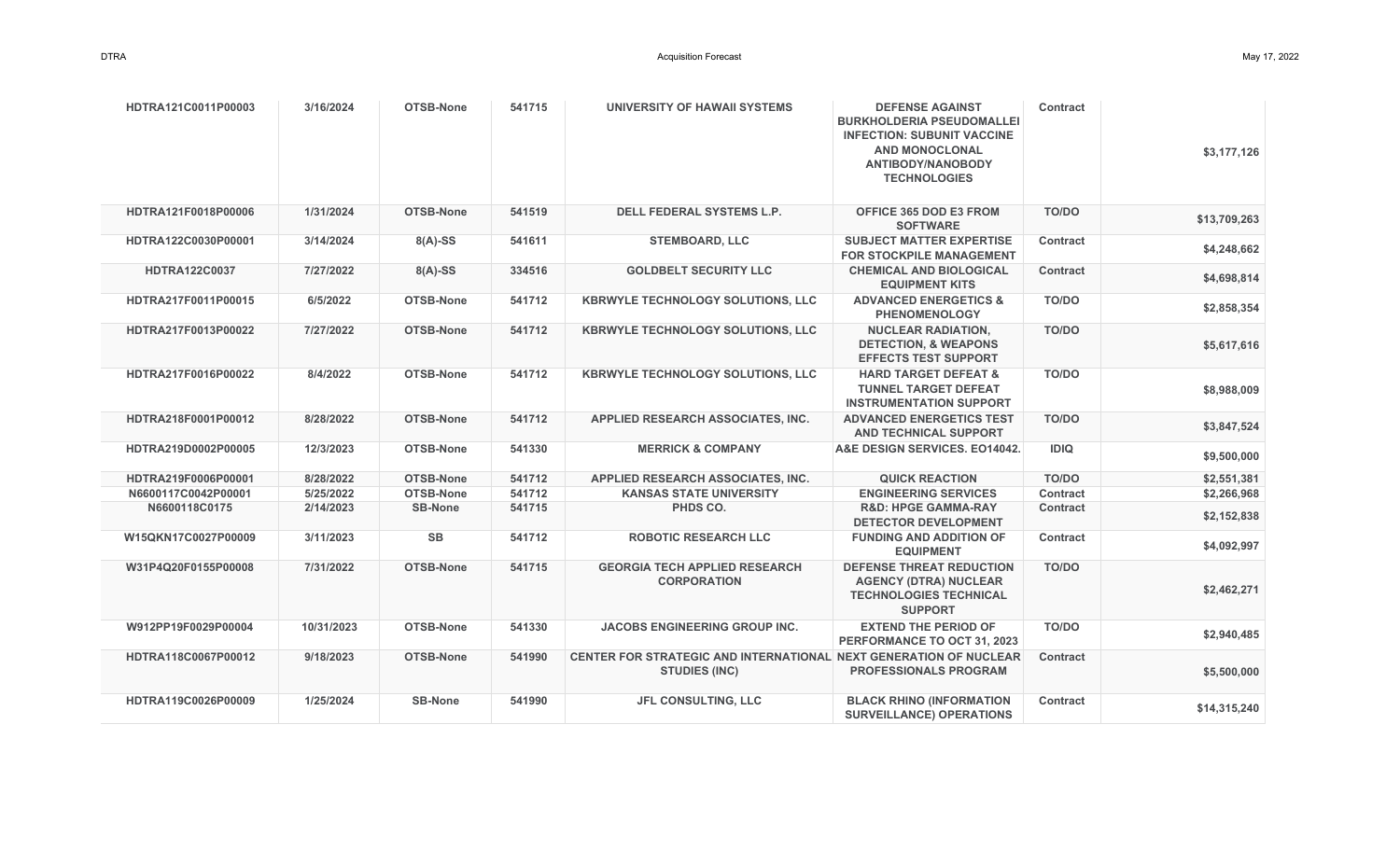| | | | | | | | |
|---|---|---|---|---|---|---|---|
| HDTRA121C0011P00003 | 3/16/2024 | OTSB-None | 541715 | UNIVERSITY OF HAWAII SYSTEMS | DEFENSE AGAINST BURKHOLDERIA PSEUDOMALLEI INFECTION: SUBUNIT VACCINE AND MONOCLONAL ANTIBODY/NANOBODY TECHNOLOGIES | Contract | $3,177,126 |
| HDTRA121F0018P00006 | 1/31/2024 | OTSB-None | 541519 | DELL FEDERAL SYSTEMS L.P. | OFFICE 365 DOD E3 FROM SOFTWARE | TO/DO | $13,709,263 |
| HDTRA122C0030P00001 | 3/14/2024 | 8(A)-SS | 541611 | STEMBOARD, LLC | SUBJECT MATTER EXPERTISE FOR STOCKPILE MANAGEMENT | Contract | $4,248,662 |
| HDTRA122C0037 | 7/27/2022 | 8(A)-SS | 334516 | GOLDBELT SECURITY LLC | CHEMICAL AND BIOLOGICAL EQUIPMENT KITS | Contract | $4,698,814 |
| HDTRA217F0011P00015 | 6/5/2022 | OTSB-None | 541712 | KBRWYLE TECHNOLOGY SOLUTIONS, LLC | ADVANCED ENERGETICS & PHENOMENOLOGY | TO/DO | $2,858,354 |
| HDTRA217F0013P00022 | 7/27/2022 | OTSB-None | 541712 | KBRWYLE TECHNOLOGY SOLUTIONS, LLC | NUCLEAR RADIATION, DETECTION, & WEAPONS EFFECTS TEST SUPPORT | TO/DO | $5,617,616 |
| HDTRA217F0016P00022 | 8/4/2022 | OTSB-None | 541712 | KBRWYLE TECHNOLOGY SOLUTIONS, LLC | HARD TARGET DEFEAT & TUNNEL TARGET DEFEAT INSTRUMENTATION SUPPORT | TO/DO | $8,988,009 |
| HDTRA218F0001P00012 | 8/28/2022 | OTSB-None | 541712 | APPLIED RESEARCH ASSOCIATES, INC. | ADVANCED ENERGETICS TEST AND TECHNICAL SUPPORT | TO/DO | $3,847,524 |
| HDTRA219D0002P00005 | 12/3/2023 | OTSB-None | 541330 | MERRICK & COMPANY | A&E DESIGN SERVICES. EO14042. | IDIQ | $9,500,000 |
| HDTRA219F0006P00001 | 8/28/2022 | OTSB-None | 541712 | APPLIED RESEARCH ASSOCIATES, INC. | QUICK REACTION | TO/DO | $2,551,381 |
| N6600117C0042P00001 | 5/25/2022 | OTSB-None | 541712 | KANSAS STATE UNIVERSITY | ENGINEERING SERVICES | Contract | $2,266,968 |
| N6600118C0175 | 2/14/2023 | SB-None | 541715 | PHDS CO. | R&D: HPGE GAMMA-RAY DETECTOR DEVELOPMENT | Contract | $2,152,838 |
| W15QKN17C0027P00009 | 3/11/2023 | SB | 541712 | ROBOTIC RESEARCH LLC | FUNDING AND ADDITION OF EQUIPMENT | Contract | $4,092,997 |
| W31P4Q20F0155P00008 | 7/31/2022 | OTSB-None | 541715 | GEORGIA TECH APPLIED RESEARCH CORPORATION | DEFENSE THREAT REDUCTION AGENCY (DTRA) NUCLEAR TECHNOLOGIES TECHNICAL SUPPORT | TO/DO | $2,462,271 |
| W912PP19F0029P00004 | 10/31/2023 | OTSB-None | 541330 | JACOBS ENGINEERING GROUP INC. | EXTEND THE PERIOD OF PERFORMANCE TO OCT 31, 2023 | TO/DO | $2,940,485 |
| HDTRA118C0067P00012 | 9/18/2023 | OTSB-None | 541990 | CENTER FOR STRATEGIC AND INTERNATIONAL STUDIES (INC) | NEXT GENERATION OF NUCLEAR PROFESSIONALS PROGRAM | Contract | $5,500,000 |
| HDTRA119C0026P00009 | 1/25/2024 | SB-None | 541990 | JFL CONSULTING, LLC | BLACK RHINO (INFORMATION SURVEILLANCE) OPERATIONS | Contract | $14,315,240 |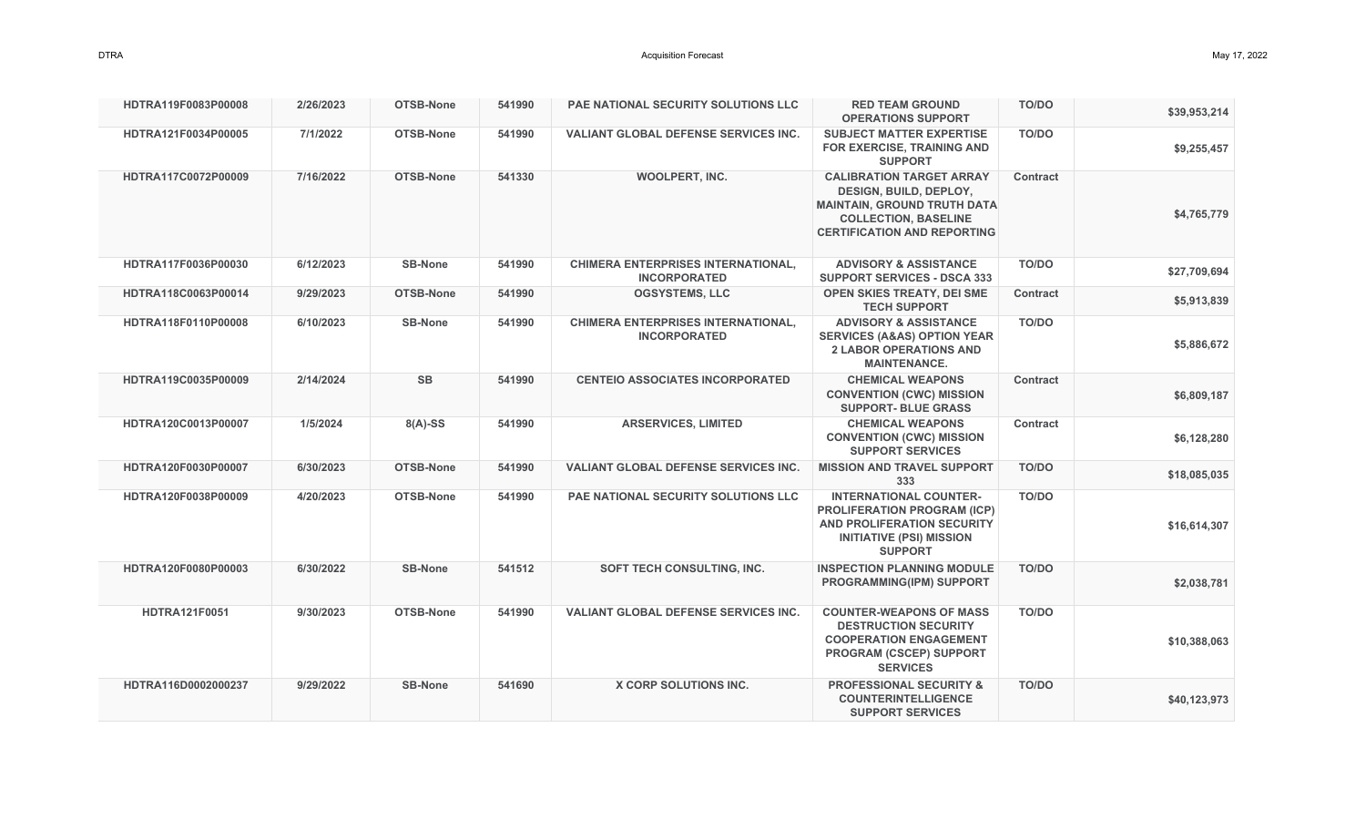| | | | | | | | |
|---|---|---|---|---|---|---|---|
| **HDTRA119F0083P00008** | **2/26/2023** | **OTSB-None** | **541990** | **PAE NATIONAL SECURITY SOLUTIONS LLC** | **RED TEAM GROUND OPERATIONS SUPPORT** | **TO/DO** | **$39,953,214** |
| **HDTRA121F0034P00005** | **7/1/2022** | **OTSB-None** | **541990** | **VALIANT GLOBAL DEFENSE SERVICES INC.** | **SUBJECT MATTER EXPERTISE FOR EXERCISE, TRAINING AND SUPPORT** | **TO/DO** | **$9,255,457** |
| **HDTRA117C0072P00009** | **7/16/2022** | **OTSB-None** | **541330** | **WOOLPERT, INC.** | **CALIBRATION TARGET ARRAY DESIGN, BUILD, DEPLOY, MAINTAIN, GROUND TRUTH DATA COLLECTION, BASELINE CERTIFICATION AND REPORTING** | **Contract** | **$4,765,779** |
| **HDTRA117F0036P00030** | **6/12/2023** | **SB-None** | **541990** | **CHIMERA ENTERPRISES INTERNATIONAL, INCORPORATED** | **ADVISORY & ASSISTANCE SUPPORT SERVICES - DSCA 333** | **TO/DO** | **$27,709,694** |
| **HDTRA118C0063P00014** | **9/29/2023** | **OTSB-None** | **541990** | **OGSYSTEMS, LLC** | **OPEN SKIES TREATY, DEI SME TECH SUPPORT** | **Contract** | **$5,913,839** |
| **HDTRA118F0110P00008** | **6/10/2023** | **SB-None** | **541990** | **CHIMERA ENTERPRISES INTERNATIONAL, INCORPORATED** | **ADVISORY & ASSISTANCE SERVICES (A&AS) OPTION YEAR 2 LABOR OPERATIONS AND MAINTENANCE.** | **TO/DO** | **$5,886,672** |
| **HDTRA119C0035P00009** | **2/14/2024** | **SB** | **541990** | **CENTEIO ASSOCIATES INCORPORATED** | **CHEMICAL WEAPONS CONVENTION (CWC) MISSION SUPPORT- BLUE GRASS** | **Contract** | **$6,809,187** |
| **HDTRA120C0013P00007** | **1/5/2024** | **8(A)-SS** | **541990** | **ARSERVICES, LIMITED** | **CHEMICAL WEAPONS CONVENTION (CWC) MISSION SUPPORT SERVICES** | **Contract** | **$6,128,280** |
| **HDTRA120F0030P00007** | **6/30/2023** | **OTSB-None** | **541990** | **VALIANT GLOBAL DEFENSE SERVICES INC.** | **MISSION AND TRAVEL SUPPORT 333** | **TO/DO** | **$18,085,035** |
| **HDTRA120F0038P00009** | **4/20/2023** | **OTSB-None** | **541990** | **PAE NATIONAL SECURITY SOLUTIONS LLC** | **INTERNATIONAL COUNTER-PROLIFERATION PROGRAM (ICP) AND PROLIFERATION SECURITY INITIATIVE (PSI) MISSION SUPPORT** | **TO/DO** | **$16,614,307** |
| **HDTRA120F0080P00003** | **6/30/2022** | **SB-None** | **541512** | **SOFT TECH CONSULTING, INC.** | **INSPECTION PLANNING MODULE PROGRAMMING(IPM) SUPPORT** | **TO/DO** | **$2,038,781** |
| **HDTRA121F0051** | **9/30/2023** | **OTSB-None** | **541990** | **VALIANT GLOBAL DEFENSE SERVICES INC.** | **COUNTER-WEAPONS OF MASS DESTRUCTION SECURITY COOPERATION ENGAGEMENT PROGRAM (CSCEP) SUPPORT SERVICES** | **TO/DO** | **$10,388,063** |
| **HDTRA116D0002000237** | **9/29/2022** | **SB-None** | **541690** | **X CORP SOLUTIONS INC.** | **PROFESSIONAL SECURITY & COUNTERINTELLIGENCE SUPPORT SERVICES** | **TO/DO** | **$40,123,973** |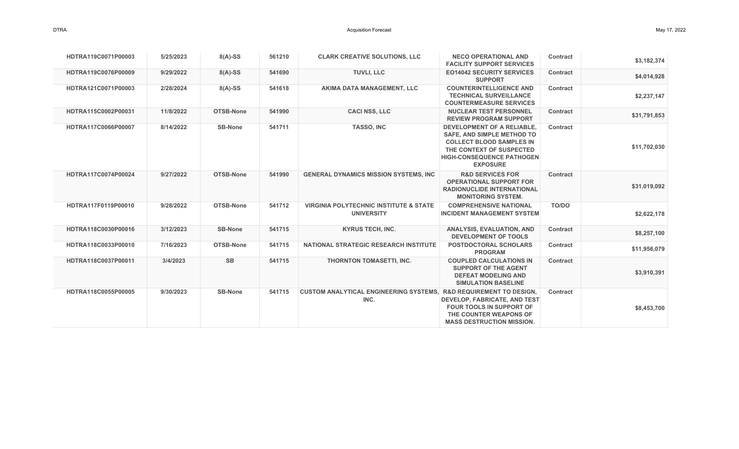| | | | | | | | |
|---|---|---|---|---|---|---|---|
| **HDTRA119C0071P00003** | **5/25/2023** | **8(A)-SS** | **561210** | **CLARK CREATIVE SOLUTIONS, LLC** | **NECO OPERATIONAL AND FACILITY SUPPORT SERVICES** | **Contract** | **$3,182,374** |
| **HDTRA119C0076P00009** | **9/29/2022** | **8(A)-SS** | **541690** | **TUVLI, LLC** | **EO14042 SECURITY SERVICES SUPPORT** | **Contract** | **$4,014,928** |
| **HDTRA121C0071P00003** | **2/28/2024** | **8(A)-SS** | **541618** | **AKIMA DATA MANAGEMENT, LLC** | **COUNTERINTELLIGENCE AND TECHNICAL SURVEILLANCE COUNTERMEASURE SERVICES** | **Contract** | **$2,237,147** |
| **HDTRA115C0002P00031** | **11/8/2022** | **OTSB-None** | **541990** | **CACI NSS, LLC** | **NUCLEAR TEST PERSONNEL REVIEW PROGRAM SUPPORT** | **Contract** | **$31,791,853** |
| **HDTRA117C0066P00007** | **8/14/2022** | **SB-None** | **541711** | **TASSO, INC** | **DEVELOPMENT OF A RELIABLE, SAFE, AND SIMPLE METHOD TO COLLECT BLOOD SAMPLES IN THE CONTEXT OF SUSPECTED HIGH-CONSEQUENCE PATHOGEN EXPOSURE** | **Contract** | **$11,702,030** |
| **HDTRA117C0074P00024** | **9/27/2022** | **OTSB-None** | **541990** | **GENERAL DYNAMICS MISSION SYSTEMS, INC** | **R&D SERVICES FOR OPERATIONAL SUPPORT FOR RADIONUCLIDE INTERNATIONAL MONITORING SYSTEM.** | **Contract** | **$31,019,092** |
| **HDTRA117F0119P00010** | **9/28/2022** | **OTSB-None** | **541712** | **VIRGINIA POLYTECHNIC INSTITUTE & STATE UNIVERSITY** | **COMPREHENSIVE NATIONAL INCIDENT MANAGEMENT SYSTEM** | **TO/DO** | **$2,622,178** |
| **HDTRA118C0030P00016** | **3/12/2023** | **SB-None** | **541715** | **KYRUS TECH, INC.** | **ANALYSIS, EVALUATION, AND DEVELOPMENT OF TOOLS** | **Contract** | **$8,257,100** |
| **HDTRA118C0033P00010** | **7/16/2023** | **OTSB-None** | **541715** | **NATIONAL STRATEGIC RESEARCH INSTITUTE** | **POSTDOCTORAL SCHOLARS PROGRAM** | **Contract** | **$11,956,079** |
| **HDTRA118C0037P00011** | **3/4/2023** | **SB** | **541715** | **THORNTON TOMASETTI, INC.** | **COUPLED CALCULATIONS IN SUPPORT OF THE AGENT DEFEAT MODELING AND SIMULATION BASELINE** | **Contract** | **$3,910,391** |
| **HDTRA118C0055P00005** | **9/30/2023** | **SB-None** | **541715** | **CUSTOM ANALYTICAL ENGINEERING SYSTEMS, INC.** | **R&D REQUIREMENT TO DESIGN, DEVELOP, FABRICATE, AND TEST FOUR TOOLS IN SUPPORT OF THE COUNTER WEAPONS OF MASS DESTRUCTION MISSION.** | **Contract** | **$8,453,700** |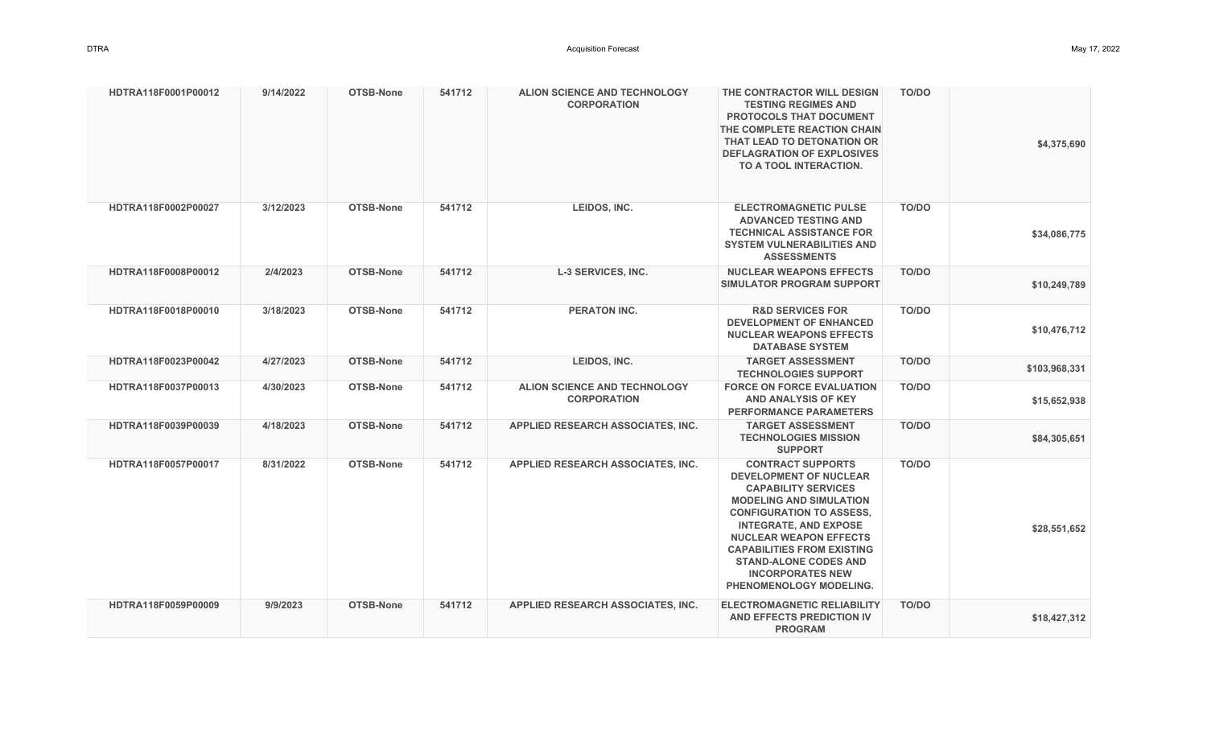| | | | | | | | |
|---|---|---|---|---|---|---|---|
| HDTRA118F0001P00012 | 9/14/2022 | OTSB-None | 541712 | ALION SCIENCE AND TECHNOLOGY CORPORATION | THE CONTRACTOR WILL DESIGN TESTING REGIMES AND PROTOCOLS THAT DOCUMENT THE COMPLETE REACTION CHAIN THAT LEAD TO DETONATION OR DEFLAGRATION OF EXPLOSIVES TO A TOOL INTERACTION. | TO/DO | $4,375,690 |
| HDTRA118F0002P00027 | 3/12/2023 | OTSB-None | 541712 | LEIDOS, INC. | ELECTROMAGNETIC PULSE ADVANCED TESTING AND TECHNICAL ASSISTANCE FOR SYSTEM VULNERABILITIES AND ASSESSMENTS | TO/DO | $34,086,775 |
| HDTRA118F0008P00012 | 2/4/2023 | OTSB-None | 541712 | L-3 SERVICES, INC. | NUCLEAR WEAPONS EFFECTS SIMULATOR PROGRAM SUPPORT | TO/DO | $10,249,789 |
| HDTRA118F0018P00010 | 3/18/2023 | OTSB-None | 541712 | PERATON INC. | R&D SERVICES FOR DEVELOPMENT OF ENHANCED NUCLEAR WEAPONS EFFECTS DATABASE SYSTEM | TO/DO | $10,476,712 |
| HDTRA118F0023P00042 | 4/27/2023 | OTSB-None | 541712 | LEIDOS, INC. | TARGET ASSESSMENT TECHNOLOGIES SUPPORT | TO/DO | $103,968,331 |
| HDTRA118F0037P00013 | 4/30/2023 | OTSB-None | 541712 | ALION SCIENCE AND TECHNOLOGY CORPORATION | FORCE ON FORCE EVALUATION AND ANALYSIS OF KEY PERFORMANCE PARAMETERS | TO/DO | $15,652,938 |
| HDTRA118F0039P00039 | 4/18/2023 | OTSB-None | 541712 | APPLIED RESEARCH ASSOCIATES, INC. | TARGET ASSESSMENT TECHNOLOGIES MISSION SUPPORT | TO/DO | $84,305,651 |
| HDTRA118F0057P00017 | 8/31/2022 | OTSB-None | 541712 | APPLIED RESEARCH ASSOCIATES, INC. | CONTRACT SUPPORTS DEVELOPMENT OF NUCLEAR CAPABILITY SERVICES MODELING AND SIMULATION CONFIGURATION TO ASSESS, INTEGRATE, AND EXPOSE NUCLEAR WEAPON EFFECTS CAPABILITIES FROM EXISTING STAND-ALONE CODES AND INCORPORATES NEW PHENOMENOLOGY MODELING. | TO/DO | $28,551,652 |
| HDTRA118F0059P00009 | 9/9/2023 | OTSB-None | 541712 | APPLIED RESEARCH ASSOCIATES, INC. | ELECTROMAGNETIC RELIABILITY AND EFFECTS PREDICTION IV PROGRAM | TO/DO | $18,427,312 |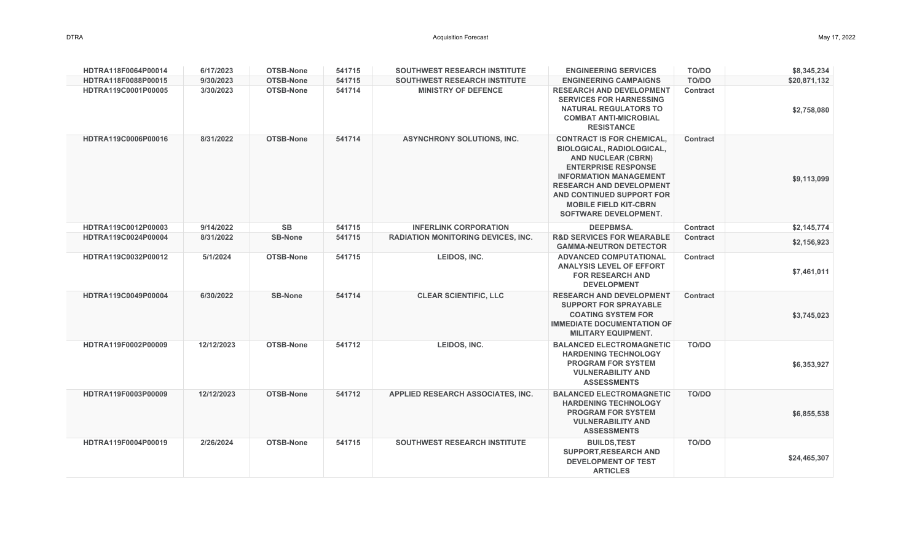| | | | | | | | |
|---|---|---|---|---|---|---|---|
| HDTRA118F0064P00014 | 6/17/2023 | OTSB-None | 541715 | SOUTHWEST RESEARCH INSTITUTE | ENGINEERING SERVICES | TO/DO | $8,345,234 |
| HDTRA118F0088P00015 | 9/30/2023 | OTSB-None | 541715 | SOUTHWEST RESEARCH INSTITUTE | ENGINEERING CAMPAIGNS | TO/DO | $20,871,132 |
| HDTRA119C0001P00005 | 3/30/2023 | OTSB-None | 541714 | MINISTRY OF DEFENCE | RESEARCH AND DEVELOPMENT SERVICES FOR HARNESSING NATURAL REGULATORS TO COMBAT ANTI-MICROBIAL RESISTANCE | Contract | $2,758,080 |
| HDTRA119C0006P00016 | 8/31/2022 | OTSB-None | 541714 | ASYNCHRONY SOLUTIONS, INC. | CONTRACT IS FOR CHEMICAL, BIOLOGICAL, RADIOLOGICAL, AND NUCLEAR (CBRN) ENTERPRISE RESPONSE INFORMATION MANAGEMENT RESEARCH AND DEVELOPMENT AND CONTINUED SUPPORT FOR MOBILE FIELD KIT-CBRN SOFTWARE DEVELOPMENT. | Contract | $9,113,099 |
| HDTRA119C0012P00003 | 9/14/2022 | SB | 541715 | INFERLINK CORPORATION | DEEPBMSA. | Contract | $2,145,774 |
| HDTRA119C0024P00004 | 8/31/2022 | SB-None | 541715 | RADIATION MONITORING DEVICES, INC. | R&D SERVICES FOR WEARABLE GAMMA-NEUTRON DETECTOR | Contract | $2,156,923 |
| HDTRA119C0032P00012 | 5/1/2024 | OTSB-None | 541715 | LEIDOS, INC. | ADVANCED COMPUTATIONAL ANALYSIS LEVEL OF EFFORT FOR RESEARCH AND DEVELOPMENT | Contract | $7,461,011 |
| HDTRA119C0049P00004 | 6/30/2022 | SB-None | 541714 | CLEAR SCIENTIFIC, LLC | RESEARCH AND DEVELOPMENT SUPPORT FOR SPRAYABLE COATING SYSTEM FOR IMMEDIATE DOCUMENTATION OF MILITARY EQUIPMENT. | Contract | $3,745,023 |
| HDTRA119F0002P00009 | 12/12/2023 | OTSB-None | 541712 | LEIDOS, INC. | BALANCED ELECTROMAGNETIC HARDENING TECHNOLOGY PROGRAM FOR SYSTEM VULNERABILITY AND ASSESSMENTS | TO/DO | $6,353,927 |
| HDTRA119F0003P00009 | 12/12/2023 | OTSB-None | 541712 | APPLIED RESEARCH ASSOCIATES, INC. | BALANCED ELECTROMAGNETIC HARDENING TECHNOLOGY PROGRAM FOR SYSTEM VULNERABILITY AND ASSESSMENTS | TO/DO | $6,855,538 |
| HDTRA119F0004P00019 | 2/26/2024 | OTSB-None | 541715 | SOUTHWEST RESEARCH INSTITUTE | BUILDS,TEST SUPPORT,RESEARCH AND DEVELOPMENT OF TEST ARTICLES | TO/DO | $24,465,307 |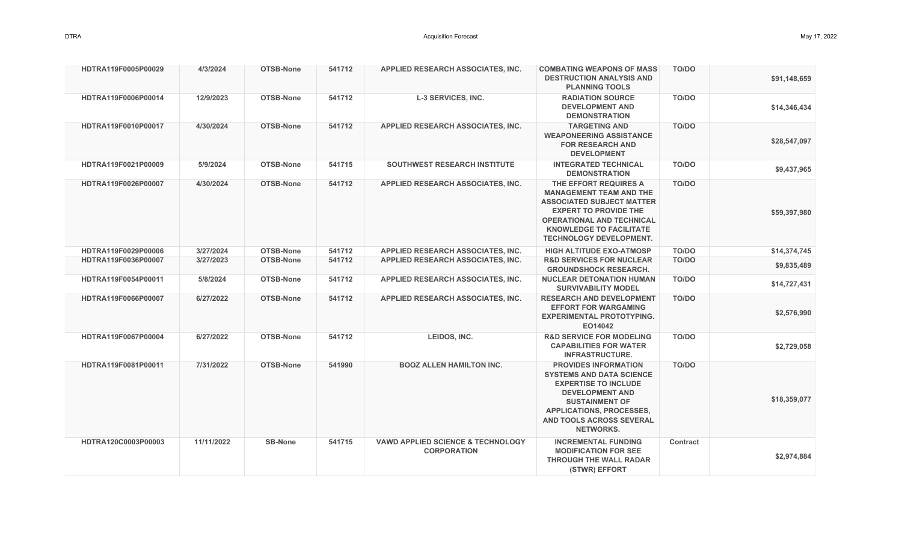| | | | | | | | |
|---|---|---|---|---|---|---|---|
| HDTRA119F0005P00029 | 4/3/2024 | OTSB-None | 541712 | APPLIED RESEARCH ASSOCIATES, INC. | COMBATING WEAPONS OF MASS DESTRUCTION ANALYSIS AND PLANNING TOOLS | TO/DO | $91,148,659 |
| HDTRA119F0006P00014 | 12/9/2023 | OTSB-None | 541712 | L-3 SERVICES, INC. | RADIATION SOURCE DEVELOPMENT AND DEMONSTRATION | TO/DO | $14,346,434 |
| HDTRA119F0010P00017 | 4/30/2024 | OTSB-None | 541712 | APPLIED RESEARCH ASSOCIATES, INC. | TARGETING AND WEAPONEERING ASSISTANCE FOR RESEARCH AND DEVELOPMENT | TO/DO | $28,547,097 |
| HDTRA119F0021P00009 | 5/9/2024 | OTSB-None | 541715 | SOUTHWEST RESEARCH INSTITUTE | INTEGRATED TECHNICAL DEMONSTRATION | TO/DO | $9,437,965 |
| HDTRA119F0026P00007 | 4/30/2024 | OTSB-None | 541712 | APPLIED RESEARCH ASSOCIATES, INC. | THE EFFORT REQUIRES A MANAGEMENT TEAM AND THE ASSOCIATED SUBJECT MATTER EXPERT TO PROVIDE THE OPERATIONAL AND TECHNICAL KNOWLEDGE TO FACILITATE TECHNOLOGY DEVELOPMENT. | TO/DO | $59,397,980 |
| HDTRA119F0029P00006 | 3/27/2024 | OTSB-None | 541712 | APPLIED RESEARCH ASSOCIATES, INC. | HIGH ALTITUDE EXO-ATMOSP | TO/DO | $14,374,745 |
| HDTRA119F0036P00007 | 3/27/2023 | OTSB-None | 541712 | APPLIED RESEARCH ASSOCIATES, INC. | R&D SERVICES FOR NUCLEAR GROUNDSHOCK RESEARCH. | TO/DO | $9,835,489 |
| HDTRA119F0054P00011 | 5/8/2024 | OTSB-None | 541712 | APPLIED RESEARCH ASSOCIATES, INC. | NUCLEAR DETONATION HUMAN SURVIVABILITY MODEL | TO/DO | $14,727,431 |
| HDTRA119F0066P00007 | 6/27/2022 | OTSB-None | 541712 | APPLIED RESEARCH ASSOCIATES, INC. | RESEARCH AND DEVELOPMENT EFFORT FOR WARGAMING EXPERIMENTAL PROTOTYPING. EO14042 | TO/DO | $2,576,990 |
| HDTRA119F0067P00004 | 6/27/2022 | OTSB-None | 541712 | LEIDOS, INC. | R&D SERVICE FOR MODELING CAPABILITIES FOR WATER INFRASTRUCTURE. | TO/DO | $2,729,058 |
| HDTRA119F0081P00011 | 7/31/2022 | OTSB-None | 541990 | BOOZ ALLEN HAMILTON INC. | PROVIDES INFORMATION SYSTEMS AND DATA SCIENCE EXPERTISE TO INCLUDE DEVELOPMENT AND SUSTAINMENT OF APPLICATIONS, PROCESSES, AND TOOLS ACROSS SEVERAL NETWORKS. | TO/DO | $18,359,077 |
| HDTRA120C0003P00003 | 11/11/2022 | SB-None | 541715 | VAWD APPLIED SCIENCE & TECHNOLOGY CORPORATION | INCREMENTAL FUNDING MODIFICATION FOR SEE THROUGH THE WALL RADAR (STWR) EFFORT | Contract | $2,974,884 |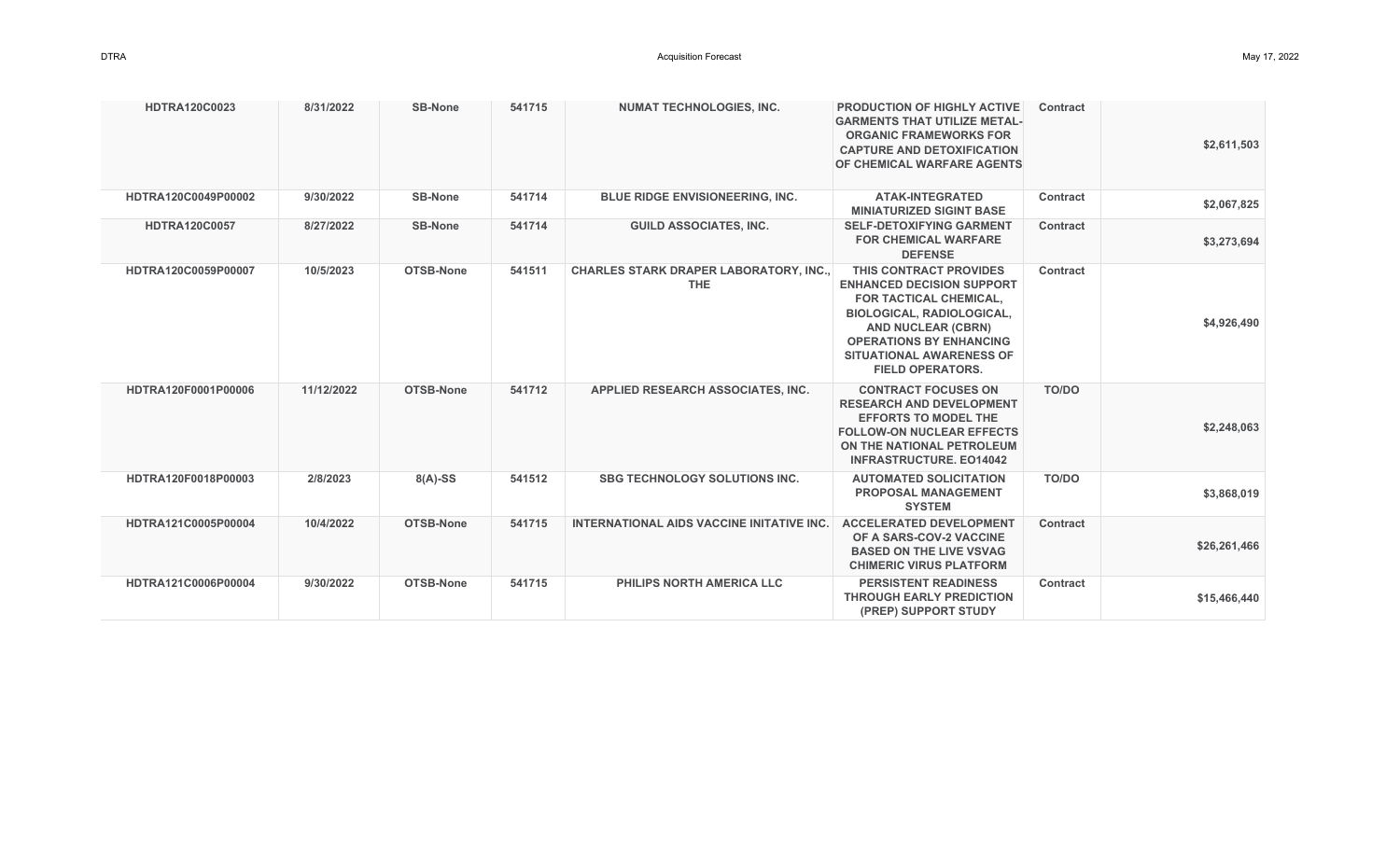| | | | | | | | |
|---|---|---|---|---|---|---|---|
| **HDTRA120C0023** | **8/31/2022** | **SB-None** | **541715** | **NUMAT TECHNOLOGIES, INC.** | **PRODUCTION OF HIGHLY ACTIVE GARMENTS THAT UTILIZE METAL-ORGANIC FRAMEWORKS FOR CAPTURE AND DETOXIFICATION OF CHEMICAL WARFARE AGENTS** | **Contract** | **$2,611,503** |
| **HDTRA120C0049P00002** | **9/30/2022** | **SB-None** | **541714** | **BLUE RIDGE ENVISIONEERING, INC.** | **ATAK-INTEGRATED MINIATURIZED SIGINT BASE** | **Contract** | **$2,067,825** |
| **HDTRA120C0057** | **8/27/2022** | **SB-None** | **541714** | **GUILD ASSOCIATES, INC.** | **SELF-DETOXIFYING GARMENT FOR CHEMICAL WARFARE DEFENSE** | **Contract** | **$3,273,694** |
| **HDTRA120C0059P00007** | **10/5/2023** | **OTSB-None** | **541511** | **CHARLES STARK DRAPER LABORATORY, INC., THE** | **THIS CONTRACT PROVIDES ENHANCED DECISION SUPPORT FOR TACTICAL CHEMICAL, BIOLOGICAL, RADIOLOGICAL, AND NUCLEAR (CBRN) OPERATIONS BY ENHANCING SITUATIONAL AWARENESS OF FIELD OPERATORS.** | **Contract** | **$4,926,490** |
| **HDTRA120F0001P00006** | **11/12/2022** | **OTSB-None** | **541712** | **APPLIED RESEARCH ASSOCIATES, INC.** | **CONTRACT FOCUSES ON RESEARCH AND DEVELOPMENT EFFORTS TO MODEL THE FOLLOW-ON NUCLEAR EFFECTS ON THE NATIONAL PETROLEUM INFRASTRUCTURE. EO14042** | **TO/DO** | **$2,248,063** |
| **HDTRA120F0018P00003** | **2/8/2023** | **8(A)-SS** | **541512** | **SBG TECHNOLOGY SOLUTIONS INC.** | **AUTOMATED SOLICITATION PROPOSAL MANAGEMENT SYSTEM** | **TO/DO** | **$3,868,019** |
| **HDTRA121C0005P00004** | **10/4/2022** | **OTSB-None** | **541715** | **INTERNATIONAL AIDS VACCINE INITATIVE INC.** | **ACCELERATED DEVELOPMENT OF A SARS-COV-2 VACCINE BASED ON THE LIVE VSVAG CHIMERIC VIRUS PLATFORM** | **Contract** | **$26,261,466** |
| **HDTRA121C0006P00004** | **9/30/2022** | **OTSB-None** | **541715** | **PHILIPS NORTH AMERICA LLC** | **PERSISTENT READINESS THROUGH EARLY PREDICTION (PREP) SUPPORT STUDY** | **Contract** | **$15,466,440** |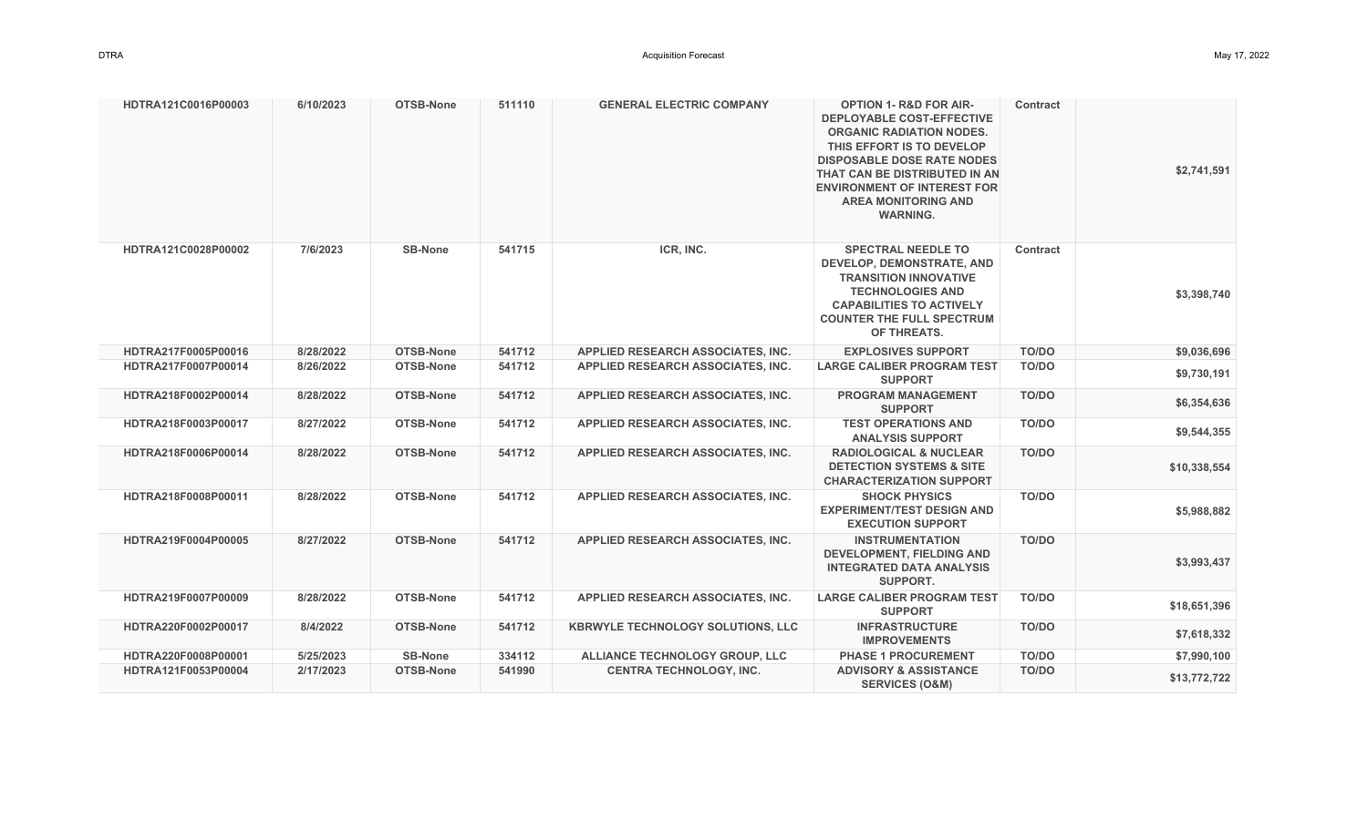| | | | | | | | |
|---|---|---|---|---|---|---|---|
| HDTRA121C0016P00003 | 6/10/2023 | OTSB-None | 511110 | GENERAL ELECTRIC COMPANY | OPTION 1- R&D FOR AIR-DEPLOYABLE COST-EFFECTIVE ORGANIC RADIATION NODES. THIS EFFORT IS TO DEVELOP DISPOSABLE DOSE RATE NODES THAT CAN BE DISTRIBUTED IN AN ENVIRONMENT OF INTEREST FOR AREA MONITORING AND WARNING. | Contract | $2,741,591 |
| HDTRA121C0028P00002 | 7/6/2023 | SB-None | 541715 | ICR, INC. | SPECTRAL NEEDLE TO DEVELOP, DEMONSTRATE, AND TRANSITION INNOVATIVE TECHNOLOGIES AND CAPABILITIES TO ACTIVELY COUNTER THE FULL SPECTRUM OF THREATS. | Contract | $3,398,740 |
| HDTRA217F0005P00016 | 8/28/2022 | OTSB-None | 541712 | APPLIED RESEARCH ASSOCIATES, INC. | EXPLOSIVES SUPPORT | TO/DO | $9,036,696 |
| HDTRA217F0007P00014 | 8/26/2022 | OTSB-None | 541712 | APPLIED RESEARCH ASSOCIATES, INC. | LARGE CALIBER PROGRAM TEST SUPPORT | TO/DO | $9,730,191 |
| HDTRA218F0002P00014 | 8/28/2022 | OTSB-None | 541712 | APPLIED RESEARCH ASSOCIATES, INC. | PROGRAM MANAGEMENT SUPPORT | TO/DO | $6,354,636 |
| HDTRA218F0003P00017 | 8/27/2022 | OTSB-None | 541712 | APPLIED RESEARCH ASSOCIATES, INC. | TEST OPERATIONS AND ANALYSIS SUPPORT | TO/DO | $9,544,355 |
| HDTRA218F0006P00014 | 8/28/2022 | OTSB-None | 541712 | APPLIED RESEARCH ASSOCIATES, INC. | RADIOLOGICAL & NUCLEAR DETECTION SYSTEMS & SITE CHARACTERIZATION SUPPORT | TO/DO | $10,338,554 |
| HDTRA218F0008P00011 | 8/28/2022 | OTSB-None | 541712 | APPLIED RESEARCH ASSOCIATES, INC. | SHOCK PHYSICS EXPERIMENT/TEST DESIGN AND EXECUTION SUPPORT | TO/DO | $5,988,882 |
| HDTRA219F0004P00005 | 8/27/2022 | OTSB-None | 541712 | APPLIED RESEARCH ASSOCIATES, INC. | INSTRUMENTATION DEVELOPMENT, FIELDING AND INTEGRATED DATA ANALYSIS SUPPORT. | TO/DO | $3,993,437 |
| HDTRA219F0007P00009 | 8/28/2022 | OTSB-None | 541712 | APPLIED RESEARCH ASSOCIATES, INC. | LARGE CALIBER PROGRAM TEST SUPPORT | TO/DO | $18,651,396 |
| HDTRA220F0002P00017 | 8/4/2022 | OTSB-None | 541712 | KBRWYLE TECHNOLOGY SOLUTIONS, LLC | INFRASTRUCTURE IMPROVEMENTS | TO/DO | $7,618,332 |
| HDTRA220F0008P00001 | 5/25/2023 | SB-None | 334112 | ALLIANCE TECHNOLOGY GROUP, LLC | PHASE 1 PROCUREMENT | TO/DO | $7,990,100 |
| HDTRA121F0053P00004 | 2/17/2023 | OTSB-None | 541990 | CENTRA TECHNOLOGY, INC. | ADVISORY & ASSISTANCE SERVICES (O&M) | TO/DO | $13,772,722 |